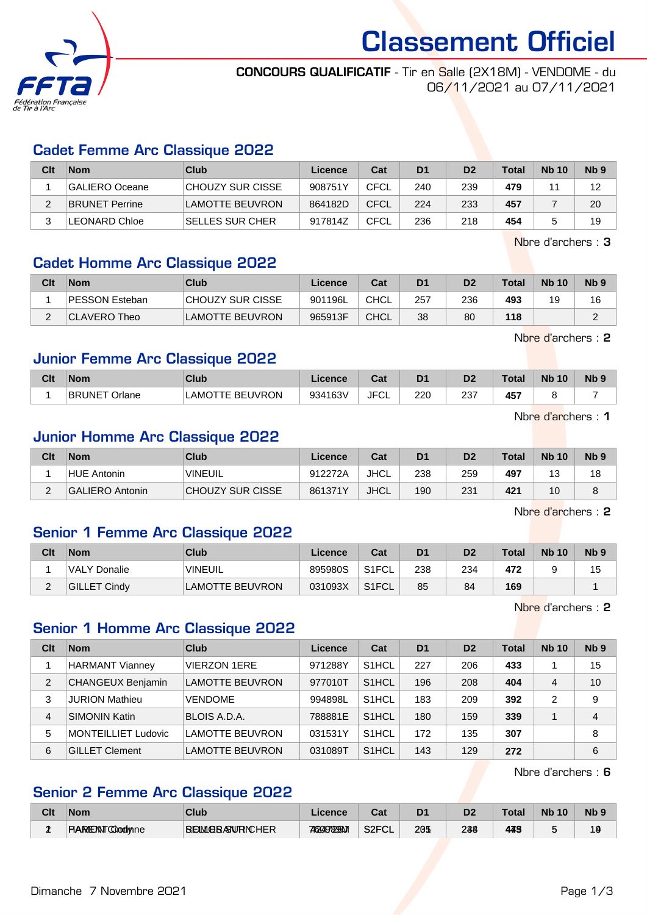# Classement Officiel

**CONCOURS QUALIFICATIF** - Tir en Salle (2X18M) - VENDOME - du 06/11/2021 au 07/11/2021

## Cadet Femme Arc Classique 2022

| Clt | Nom | Club | Licence | Cat | D1 | D2 | Total | Nb 10 | Nb 9 |
|---|---|---|---|---|---|---|---|---|---|
| 1 | GALIERO Oceane | CHOUZY SUR CISSE | 908751Y | CFCL | 240 | 239 | **479** | 11 | 12 |
| 2 | BRUNET Perrine | LAMOTTE BEUVRON | 864182D | CFCL | 224 | 233 | **457** | 7 | 20 |
| 3 | LEONARD Chloe | SELLES SUR CHER | 917814Z | CFCL | 236 | 218 | **454** | 5 | 19 |

Nbre d'archers : **3**

## Cadet Homme Arc Classique 2022

| Clt | Nom | Club | Licence | Cat | D1 | D2 | Total | Nb 10 | Nb 9 |
|---|---|---|---|---|---|---|---|---|---|
| 1 | PESSON Esteban | CHOUZY SUR CISSE | 901196L | CHCL | 257 | 236 | **493** | 19 | 16 |
| 2 | CLAVERO Theo | LAMOTTE BEUVRON | 965913F | CHCL | 38 | 80 | **118** | | 2 |

Nbre d'archers : **2**

## Junior Femme Arc Classique 2022

| Clt | Nom | Club | Licence | Cat | D1 | D2 | Total | Nb 10 | Nb 9 |
|---|---|---|---|---|---|---|---|---|---|
| 1 | BRUNET Orlane | LAMOTTE BEUVRON | 934163V | JFCL | 220 | 237 | **457** | 8 | 7 |

Nbre d'archers : **1**

## Junior Homme Arc Classique 2022

| Clt | Nom | Club | Licence | Cat | D1 | D2 | Total | Nb 10 | Nb 9 |
|---|---|---|---|---|---|---|---|---|---|
| 1 | HUE Antonin | VINEUIL | 912272A | JHCL | 238 | 259 | **497** | 13 | 18 |
| 2 | GALIERO Antonin | CHOUZY SUR CISSE | 861371Y | JHCL | 190 | 231 | **421** | 10 | 8 |

Nbre d'archers : **2**

## Senior 1 Femme Arc Classique 2022

| Clt | Nom | Club | Licence | Cat | D1 | D2 | Total | Nb 10 | Nb 9 |
|---|---|---|---|---|---|---|---|---|---|
| 1 | VALY Donalie | VINEUIL | 895980S | S1FCL | 238 | 234 | **472** | 9 | 15 |
| 2 | GILLET Cindy | LAMOTTE BEUVRON | 031093X | S1FCL | 85 | 84 | **169** | | 1 |

Nbre d'archers : **2**

## Senior 1 Homme Arc Classique 2022

| Clt | Nom | Club | Licence | Cat | D1 | D2 | Total | Nb 10 | Nb 9 |
|---|---|---|---|---|---|---|---|---|---|
| 1 | HARMANT Vianney | VIERZON 1ERE | 971288Y | S1HCL | 227 | 206 | **433** | 1 | 15 |
| 2 | CHANGEUX Benjamin | LAMOTTE BEUVRON | 977010T | S1HCL | 196 | 208 | **404** | 4 | 10 |
| 3 | JURION Mathieu | VENDOME | 994898L | S1HCL | 183 | 209 | **392** | 2 | 9 |
| 4 | SIMONIN Katin | BLOIS A.D.A. | 788881E | S1HCL | 180 | 159 | **339** | 1 | 4 |
| 5 | MONTEILLIET Ludovic | LAMOTTE BEUVRON | 031531Y | S1HCL | 172 | 135 | **307** | | 8 |
| 6 | GILLET Clement | LAMOTTE BEUVRON | 031089T | S1HCL | 143 | 129 | **272** | | 6 |

Nbre d'archers : **6**

## Senior 2 Femme Arc Classique 2022

| Clt | Nom | Club | Licence | Cat | D1 | D2 | Total | Nb 10 | Nb 9 |
|---|---|---|---|---|---|---|---|---|---|
| 1 | PARENT Corinne | SELLES SUR CHER | 762979M | S2FCL | 205 | 238 | **443** | 5 | 10 |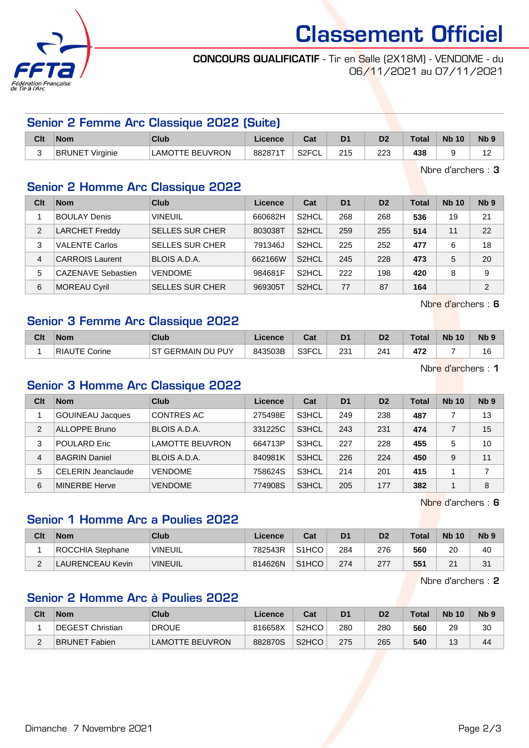# Classement Officiel

**CONCOURS QUALIFICATIF** - Tir en Salle (2X18M) - VENDOME - du 06/11/2021 au 07/11/2021

## Senior 2 Femme Arc Classique 2022 (Suite)

| Clt | Nom | Club | Licence | Cat | D1 | D2 | Total | Nb 10 | Nb 9 |
|---|---|---|---|---|---|---|---|---|---|
| 3 | BRUNET Virginie | LAMOTTE BEUVRON | 882871T | S2FCL | 215 | 223 | **438** | 9 | 12 |

Nbre d'archers : **3**

## Senior 2 Homme Arc Classique 2022

| Clt | Nom | Club | Licence | Cat | D1 | D2 | Total | Nb 10 | Nb 9 |
|---|---|---|---|---|---|---|---|---|---|
| 1 | BOULAY Denis | VINEUIL | 660682H | S2HCL | 268 | 268 | **536** | 19 | 21 |
| 2 | LARCHET Freddy | SELLES SUR CHER | 803038T | S2HCL | 259 | 255 | **514** | 11 | 22 |
| 3 | VALENTE Carlos | SELLES SUR CHER | 791346J | S2HCL | 225 | 252 | **477** | 6 | 18 |
| 4 | CARROIS Laurent | BLOIS A.D.A. | 662166W | S2HCL | 245 | 228 | **473** | 5 | 20 |
| 5 | CAZENAVE Sebastien | VENDOME | 984681F | S2HCL | 222 | 198 | **420** | 8 | 9 |
| 6 | MOREAU Cyril | SELLES SUR CHER | 969305T | S2HCL | 77 | 87 | **164** | | 2 |

Nbre d'archers : **6**

## Senior 3 Femme Arc Classique 2022

| Clt | Nom | Club | Licence | Cat | D1 | D2 | Total | Nb 10 | Nb 9 |
|---|---|---|---|---|---|---|---|---|---|
| 1 | RIAUTE Corine | ST GERMAIN DU PUY | 843503B | S3FCL | 231 | 241 | **472** | 7 | 16 |

Nbre d'archers : **1**

## Senior 3 Homme Arc Classique 2022

| Clt | Nom | Club | Licence | Cat | D1 | D2 | Total | Nb 10 | Nb 9 |
|---|---|---|---|---|---|---|---|---|---|
| 1 | GOUINEAU Jacques | CONTRES AC | 275498E | S3HCL | 249 | 238 | **487** | 7 | 13 |
| 2 | ALLOPPE Bruno | BLOIS A.D.A. | 331225C | S3HCL | 243 | 231 | **474** | 7 | 15 |
| 3 | POULARD Eric | LAMOTTE BEUVRON | 664713P | S3HCL | 227 | 228 | **455** | 5 | 10 |
| 4 | BAGRIN Daniel | BLOIS A.D.A. | 840981K | S3HCL | 226 | 224 | **450** | 9 | 11 |
| 5 | CELERIN Jeanclaude | VENDOME | 758624S | S3HCL | 214 | 201 | **415** | 1 | 7 |
| 6 | MINERBE Herve | VENDOME | 774908S | S3HCL | 205 | 177 | **382** | 1 | 8 |

Nbre d'archers : **6**

## Senior 1 Homme Arc a Poulies 2022

| Clt | Nom | Club | Licence | Cat | D1 | D2 | Total | Nb 10 | Nb 9 |
|---|---|---|---|---|---|---|---|---|---|
| 1 | ROCCHIA Stephane | VINEUIL | 782543R | S1HCO | 284 | 276 | **560** | 20 | 40 |
| 2 | LAURENCEAU Kevin | VINEUIL | 814626N | S1HCO | 274 | 277 | **551** | 21 | 31 |

Nbre d'archers : **2**

## Senior 2 Homme Arc à Poulies 2022

| Clt | Nom | Club | Licence | Cat | D1 | D2 | Total | Nb 10 | Nb 9 |
|---|---|---|---|---|---|---|---|---|---|
| 1 | DEGEST Christian | DROUE | 816658X | S2HCO | 280 | 280 | **560** | 29 | 30 |
| 2 | BRUNET Fabien | LAMOTTE BEUVRON | 882870S | S2HCO | 275 | 265 | **540** | 13 | 44 |

Dimanche 7 Novembre 2021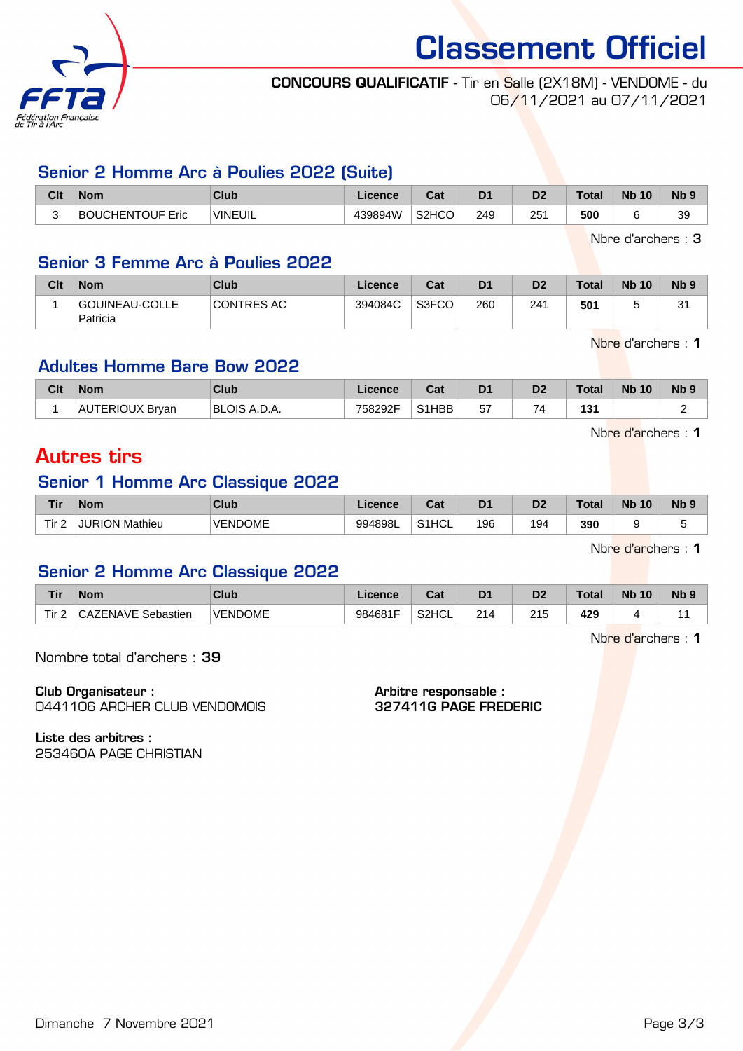# Classement Officiel

**CONCOURS QUALIFICATIF** - Tir en Salle (2X18M) - VENDOME - du 06/11/2021 au 07/11/2021

## Senior 2 Homme Arc à Poulies 2022 (Suite)

| Clt | Nom | Club | Licence | Cat | D1 | D2 | Total | Nb 10 | Nb 9 |
|---|---|---|---|---|---|---|---|---|---|
| 3 | BOUCHENTOUF Eric | VINEUIL | 439894W | S2HCO | 249 | 251 | **500** | 6 | 39 |

Nbre d'archers : **3**

## Senior 3 Femme Arc à Poulies 2022

| Clt | Nom | Club | Licence | Cat | D1 | D2 | Total | Nb 10 | Nb 9 |
|---|---|---|---|---|---|---|---|---|---|
| 1 | GOUINEAU-COLLE Patricia | CONTRES AC | 394084C | S3FCO | 260 | 241 | **501** | 5 | 31 |

Nbre d'archers : **1**

## Adultes Homme Bare Bow 2022

| Clt | Nom | Club | Licence | Cat | D1 | D2 | Total | Nb 10 | Nb 9 |
|---|---|---|---|---|---|---|---|---|---|
| 1 | AUTERIOUX Bryan | BLOIS A.D.A. | 758292F | S1HBB | 57 | 74 | **131** | | 2 |

Nbre d'archers : **1**

# Autres tirs

## Senior 1 Homme Arc Classique 2022

| Tir | Nom | Club | Licence | Cat | D1 | D2 | Total | Nb 10 | Nb 9 |
|---|---|---|---|---|---|---|---|---|---|
| Tir 2 | JURION Mathieu | VENDOME | 994898L | S1HCL | 196 | 194 | **390** | 9 | 5 |

Nbre d'archers : **1**

## Senior 2 Homme Arc Classique 2022

| Tir | Nom | Club | Licence | Cat | D1 | D2 | Total | Nb 10 | Nb 9 |
|---|---|---|---|---|---|---|---|---|---|
| Tir 2 | CAZENAVE Sebastien | VENDOME | 984681F | S2HCL | 214 | 215 | **429** | 4 | 11 |

Nbre d'archers : **1**

Nombre total d'archers : **39**

**Club Organisateur :**
0441106 ARCHER CLUB VENDOMOIS

**Arbitre responsable :**
**327411G PAGE FREDERIC**

**Liste des arbitres :**
253460A PAGE CHRISTIAN

Dimanche 7 Novembre 2021